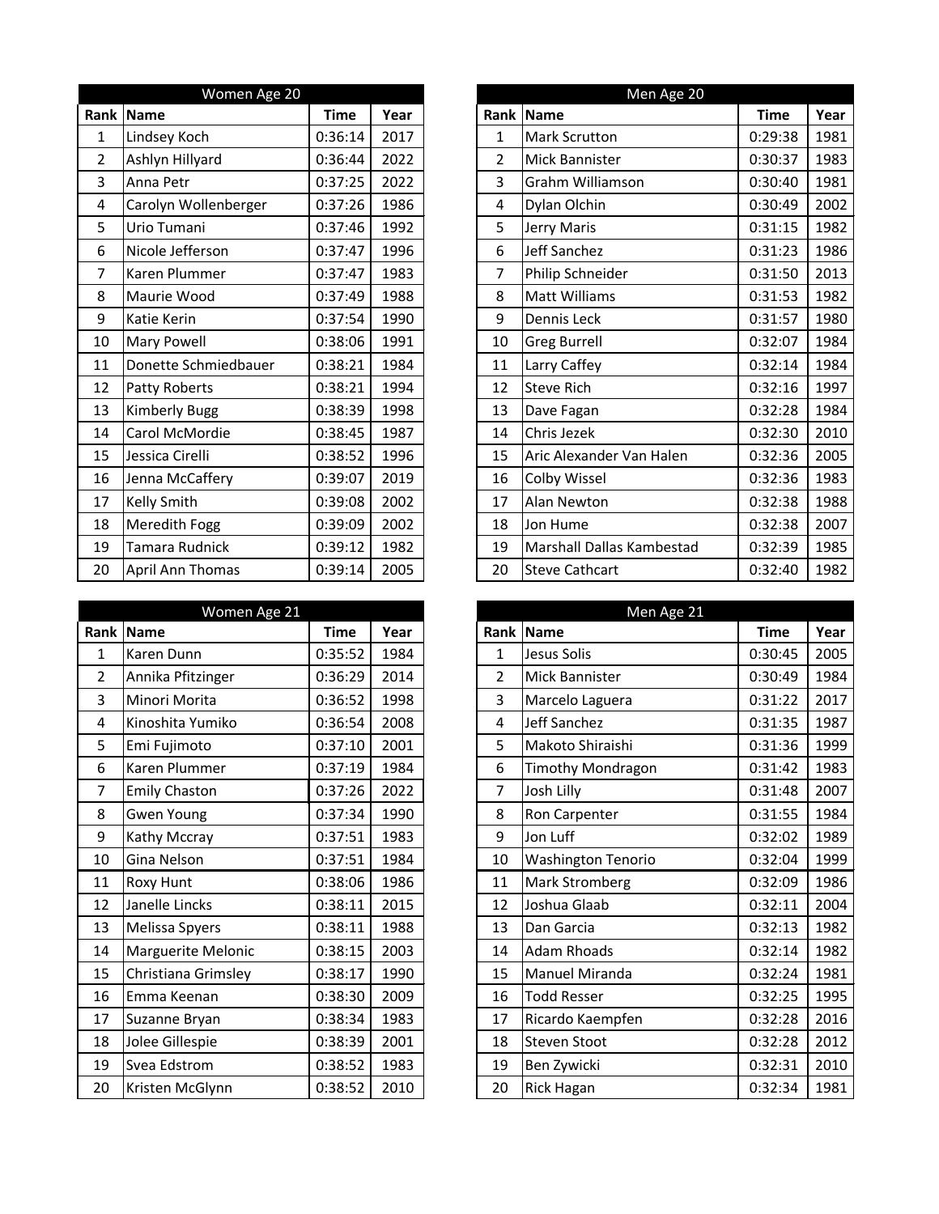## Women Age 20

| Rank | Name | Time | Year |
|---|---|---|---|
| 1 | Lindsey Koch | 0:36:14 | 2017 |
| 2 | Ashlyn Hillyard | 0:36:44 | 2022 |
| 3 | Anna Petr | 0:37:25 | 2022 |
| 4 | Carolyn Wollenberger | 0:37:26 | 1986 |
| 5 | Urio Tumani | 0:37:46 | 1992 |
| 6 | Nicole Jefferson | 0:37:47 | 1996 |
| 7 | Karen Plummer | 0:37:47 | 1983 |
| 8 | Maurie Wood | 0:37:49 | 1988 |
| 9 | Katie Kerin | 0:37:54 | 1990 |
| 10 | Mary Powell | 0:38:06 | 1991 |
| 11 | Donette Schmiedbauer | 0:38:21 | 1984 |
| 12 | Patty Roberts | 0:38:21 | 1994 |
| 13 | Kimberly Bugg | 0:38:39 | 1998 |
| 14 | Carol McMordie | 0:38:45 | 1987 |
| 15 | Jessica Cirelli | 0:38:52 | 1996 |
| 16 | Jenna McCaffery | 0:39:07 | 2019 |
| 17 | Kelly Smith | 0:39:08 | 2002 |
| 18 | Meredith Fogg | 0:39:09 | 2002 |
| 19 | Tamara Rudnick | 0:39:12 | 1982 |
| 20 | April Ann Thomas | 0:39:14 | 2005 |

## Men Age 20

| Rank | Name | Time | Year |
|---|---|---|---|
| 1 | Mark Scrutton | 0:29:38 | 1981 |
| 2 | Mick Bannister | 0:30:37 | 1983 |
| 3 | Grahm Williamson | 0:30:40 | 1981 |
| 4 | Dylan Olchin | 0:30:49 | 2002 |
| 5 | Jerry Maris | 0:31:15 | 1982 |
| 6 | Jeff Sanchez | 0:31:23 | 1986 |
| 7 | Philip Schneider | 0:31:50 | 2013 |
| 8 | Matt Williams | 0:31:53 | 1982 |
| 9 | Dennis Leck | 0:31:57 | 1980 |
| 10 | Greg Burrell | 0:32:07 | 1984 |
| 11 | Larry Caffey | 0:32:14 | 1984 |
| 12 | Steve Rich | 0:32:16 | 1997 |
| 13 | Dave Fagan | 0:32:28 | 1984 |
| 14 | Chris Jezek | 0:32:30 | 2010 |
| 15 | Aric Alexander Van Halen | 0:32:36 | 2005 |
| 16 | Colby Wissel | 0:32:36 | 1983 |
| 17 | Alan Newton | 0:32:38 | 1988 |
| 18 | Jon Hume | 0:32:38 | 2007 |
| 19 | Marshall Dallas Kambestad | 0:32:39 | 1985 |
| 20 | Steve Cathcart | 0:32:40 | 1982 |

## Women Age 21

| Rank | Name | Time | Year |
|---|---|---|---|
| 1 | Karen Dunn | 0:35:52 | 1984 |
| 2 | Annika Pfitzinger | 0:36:29 | 2014 |
| 3 | Minori Morita | 0:36:52 | 1998 |
| 4 | Kinoshita Yumiko | 0:36:54 | 2008 |
| 5 | Emi Fujimoto | 0:37:10 | 2001 |
| 6 | Karen Plummer | 0:37:19 | 1984 |
| 7 | Emily Chaston | 0:37:26 | 2022 |
| 8 | Gwen Young | 0:37:34 | 1990 |
| 9 | Kathy Mccray | 0:37:51 | 1983 |
| 10 | Gina Nelson | 0:37:51 | 1984 |
| 11 | Roxy Hunt | 0:38:06 | 1986 |
| 12 | Janelle Lincks | 0:38:11 | 2015 |
| 13 | Melissa Spyers | 0:38:11 | 1988 |
| 14 | Marguerite Melonic | 0:38:15 | 2003 |
| 15 | Christiana Grimsley | 0:38:17 | 1990 |
| 16 | Emma Keenan | 0:38:30 | 2009 |
| 17 | Suzanne Bryan | 0:38:34 | 1983 |
| 18 | Jolee Gillespie | 0:38:39 | 2001 |
| 19 | Svea Edstrom | 0:38:52 | 1983 |
| 20 | Kristen McGlynn | 0:38:52 | 2010 |

## Men Age 21

| Rank | Name | Time | Year |
|---|---|---|---|
| 1 | Jesus Solis | 0:30:45 | 2005 |
| 2 | Mick Bannister | 0:30:49 | 1984 |
| 3 | Marcelo Laguera | 0:31:22 | 2017 |
| 4 | Jeff Sanchez | 0:31:35 | 1987 |
| 5 | Makoto Shiraishi | 0:31:36 | 1999 |
| 6 | Timothy Mondragon | 0:31:42 | 1983 |
| 7 | Josh Lilly | 0:31:48 | 2007 |
| 8 | Ron Carpenter | 0:31:55 | 1984 |
| 9 | Jon Luff | 0:32:02 | 1989 |
| 10 | Washington Tenorio | 0:32:04 | 1999 |
| 11 | Mark Stromberg | 0:32:09 | 1986 |
| 12 | Joshua Glaab | 0:32:11 | 2004 |
| 13 | Dan Garcia | 0:32:13 | 1982 |
| 14 | Adam Rhoads | 0:32:14 | 1982 |
| 15 | Manuel Miranda | 0:32:24 | 1981 |
| 16 | Todd Resser | 0:32:25 | 1995 |
| 17 | Ricardo Kaempfen | 0:32:28 | 2016 |
| 18 | Steven Stoot | 0:32:28 | 2012 |
| 19 | Ben Zywicki | 0:32:31 | 2010 |
| 20 | Rick Hagan | 0:32:34 | 1981 |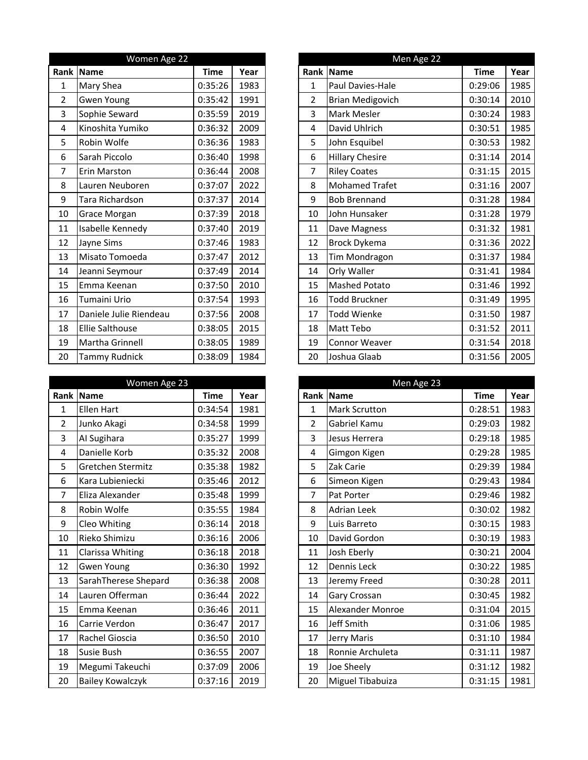| Women Age 22 | | | |
|---|---|---|---|
| **Rank** | **Name** | **Time** | **Year** |
| 1 | Mary Shea | 0:35:26 | 1983 |
| 2 | Gwen Young | 0:35:42 | 1991 |
| 3 | Sophie Seward | 0:35:59 | 2019 |
| 4 | Kinoshita Yumiko | 0:36:32 | 2009 |
| 5 | Robin Wolfe | 0:36:36 | 1983 |
| 6 | Sarah Piccolo | 0:36:40 | 1998 |
| 7 | Erin Marston | 0:36:44 | 2008 |
| 8 | Lauren Neuboren | 0:37:07 | 2022 |
| 9 | Tara Richardson | 0:37:37 | 2014 |
| 10 | Grace Morgan | 0:37:39 | 2018 |
| 11 | Isabelle Kennedy | 0:37:40 | 2019 |
| 12 | Jayne Sims | 0:37:46 | 1983 |
| 13 | Misato Tomoeda | 0:37:47 | 2012 |
| 14 | Jeanni Seymour | 0:37:49 | 2014 |
| 15 | Emma Keenan | 0:37:50 | 2010 |
| 16 | Tumaini Urio | 0:37:54 | 1993 |
| 17 | Daniele Julie Riendeau | 0:37:56 | 2008 |
| 18 | Ellie Salthouse | 0:38:05 | 2015 |
| 19 | Martha Grinnell | 0:38:05 | 1989 |
| 20 | Tammy Rudnick | 0:38:09 | 1984 |

| Men Age 22 | | | |
|---|---|---|---|
| **Rank** | **Name** | **Time** | **Year** |
| 1 | Paul Davies-Hale | 0:29:06 | 1985 |
| 2 | Brian Medigovich | 0:30:14 | 2010 |
| 3 | Mark Mesler | 0:30:24 | 1983 |
| 4 | David Uhlrich | 0:30:51 | 1985 |
| 5 | John Esquibel | 0:30:53 | 1982 |
| 6 | Hillary Chesire | 0:31:14 | 2014 |
| 7 | Riley Coates | 0:31:15 | 2015 |
| 8 | Mohamed Trafet | 0:31:16 | 2007 |
| 9 | Bob Brennand | 0:31:28 | 1984 |
| 10 | John Hunsaker | 0:31:28 | 1979 |
| 11 | Dave Magness | 0:31:32 | 1981 |
| 12 | Brock Dykema | 0:31:36 | 2022 |
| 13 | Tim Mondragon | 0:31:37 | 1984 |
| 14 | Orly Waller | 0:31:41 | 1984 |
| 15 | Mashed Potato | 0:31:46 | 1992 |
| 16 | Todd Bruckner | 0:31:49 | 1995 |
| 17 | Todd Wienke | 0:31:50 | 1987 |
| 18 | Matt Tebo | 0:31:52 | 2011 |
| 19 | Connor Weaver | 0:31:54 | 2018 |
| 20 | Joshua Glaab | 0:31:56 | 2005 |

| Women Age 23 | | | |
|---|---|---|---|
| **Rank** | **Name** | **Time** | **Year** |
| 1 | Ellen Hart | 0:34:54 | 1981 |
| 2 | Junko Akagi | 0:34:58 | 1999 |
| 3 | AI Sugihara | 0:35:27 | 1999 |
| 4 | Danielle Korb | 0:35:32 | 2008 |
| 5 | Gretchen Stermitz | 0:35:38 | 1982 |
| 6 | Kara Lubieniecki | 0:35:46 | 2012 |
| 7 | Eliza Alexander | 0:35:48 | 1999 |
| 8 | Robin Wolfe | 0:35:55 | 1984 |
| 9 | Cleo Whiting | 0:36:14 | 2018 |
| 10 | Rieko Shimizu | 0:36:16 | 2006 |
| 11 | Clarissa Whiting | 0:36:18 | 2018 |
| 12 | Gwen Young | 0:36:30 | 1992 |
| 13 | SarahTherese Shepard | 0:36:38 | 2008 |
| 14 | Lauren Offerman | 0:36:44 | 2022 |
| 15 | Emma Keenan | 0:36:46 | 2011 |
| 16 | Carrie Verdon | 0:36:47 | 2017 |
| 17 | Rachel Gioscia | 0:36:50 | 2010 |
| 18 | Susie Bush | 0:36:55 | 2007 |
| 19 | Megumi Takeuchi | 0:37:09 | 2006 |
| 20 | Bailey Kowalczyk | 0:37:16 | 2019 |

| Men Age 23 | | | |
|---|---|---|---|
| **Rank** | **Name** | **Time** | **Year** |
| 1 | Mark Scrutton | 0:28:51 | 1983 |
| 2 | Gabriel Kamu | 0:29:03 | 1982 |
| 3 | Jesus Herrera | 0:29:18 | 1985 |
| 4 | Gimgon Kigen | 0:29:28 | 1985 |
| 5 | Zak Carie | 0:29:39 | 1984 |
| 6 | Simeon Kigen | 0:29:43 | 1984 |
| 7 | Pat Porter | 0:29:46 | 1982 |
| 8 | Adrian Leek | 0:30:02 | 1982 |
| 9 | Luis Barreto | 0:30:15 | 1983 |
| 10 | David Gordon | 0:30:19 | 1983 |
| 11 | Josh Eberly | 0:30:21 | 2004 |
| 12 | Dennis Leck | 0:30:22 | 1985 |
| 13 | Jeremy Freed | 0:30:28 | 2011 |
| 14 | Gary Crossan | 0:30:45 | 1982 |
| 15 | Alexander Monroe | 0:31:04 | 2015 |
| 16 | Jeff Smith | 0:31:06 | 1985 |
| 17 | Jerry Maris | 0:31:10 | 1984 |
| 18 | Ronnie Archuleta | 0:31:11 | 1987 |
| 19 | Joe Sheely | 0:31:12 | 1982 |
| 20 | Miguel Tibabuiza | 0:31:15 | 1981 |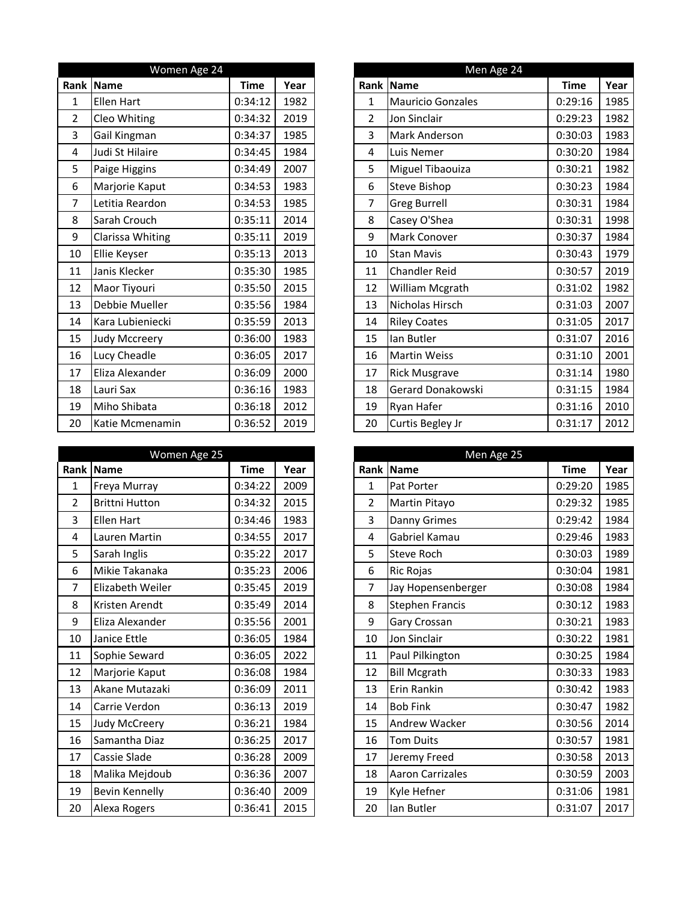| Women Age 24 | | | |
|---|---|---|---|
| Rank | Name | Time | Year |
| 1 | Ellen Hart | 0:34:12 | 1982 |
| 2 | Cleo Whiting | 0:34:32 | 2019 |
| 3 | Gail Kingman | 0:34:37 | 1985 |
| 4 | Judi St Hilaire | 0:34:45 | 1984 |
| 5 | Paige Higgins | 0:34:49 | 2007 |
| 6 | Marjorie Kaput | 0:34:53 | 1983 |
| 7 | Letitia Reardon | 0:34:53 | 1985 |
| 8 | Sarah Crouch | 0:35:11 | 2014 |
| 9 | Clarissa Whiting | 0:35:11 | 2019 |
| 10 | Ellie Keyser | 0:35:13 | 2013 |
| 11 | Janis Klecker | 0:35:30 | 1985 |
| 12 | Maor Tiyouri | 0:35:50 | 2015 |
| 13 | Debbie Mueller | 0:35:56 | 1984 |
| 14 | Kara Lubieniecki | 0:35:59 | 2013 |
| 15 | Judy Mccreery | 0:36:00 | 1983 |
| 16 | Lucy Cheadle | 0:36:05 | 2017 |
| 17 | Eliza Alexander | 0:36:09 | 2000 |
| 18 | Lauri Sax | 0:36:16 | 1983 |
| 19 | Miho Shibata | 0:36:18 | 2012 |
| 20 | Katie Mcmenamin | 0:36:52 | 2019 |

| Men Age 24 | | | |
|---|---|---|---|
| Rank | Name | Time | Year |
| 1 | Mauricio Gonzales | 0:29:16 | 1985 |
| 2 | Jon Sinclair | 0:29:23 | 1982 |
| 3 | Mark Anderson | 0:30:03 | 1983 |
| 4 | Luis Nemer | 0:30:20 | 1984 |
| 5 | Miguel Tibaouiza | 0:30:21 | 1982 |
| 6 | Steve Bishop | 0:30:23 | 1984 |
| 7 | Greg Burrell | 0:30:31 | 1984 |
| 8 | Casey O'Shea | 0:30:31 | 1998 |
| 9 | Mark Conover | 0:30:37 | 1984 |
| 10 | Stan Mavis | 0:30:43 | 1979 |
| 11 | Chandler Reid | 0:30:57 | 2019 |
| 12 | William Mcgrath | 0:31:02 | 1982 |
| 13 | Nicholas Hirsch | 0:31:03 | 2007 |
| 14 | Riley Coates | 0:31:05 | 2017 |
| 15 | Ian Butler | 0:31:07 | 2016 |
| 16 | Martin Weiss | 0:31:10 | 2001 |
| 17 | Rick Musgrave | 0:31:14 | 1980 |
| 18 | Gerard Donakowski | 0:31:15 | 1984 |
| 19 | Ryan Hafer | 0:31:16 | 2010 |
| 20 | Curtis Begley Jr | 0:31:17 | 2012 |

| Women Age 25 | | | |
|---|---|---|---|
| Rank | Name | Time | Year |
| 1 | Freya Murray | 0:34:22 | 2009 |
| 2 | Brittni Hutton | 0:34:32 | 2015 |
| 3 | Ellen Hart | 0:34:46 | 1983 |
| 4 | Lauren Martin | 0:34:55 | 2017 |
| 5 | Sarah Inglis | 0:35:22 | 2017 |
| 6 | Mikie Takanaka | 0:35:23 | 2006 |
| 7 | Elizabeth Weiler | 0:35:45 | 2019 |
| 8 | Kristen Arendt | 0:35:49 | 2014 |
| 9 | Eliza Alexander | 0:35:56 | 2001 |
| 10 | Janice Ettle | 0:36:05 | 1984 |
| 11 | Sophie Seward | 0:36:05 | 2022 |
| 12 | Marjorie Kaput | 0:36:08 | 1984 |
| 13 | Akane Mutazaki | 0:36:09 | 2011 |
| 14 | Carrie Verdon | 0:36:13 | 2019 |
| 15 | Judy McCreery | 0:36:21 | 1984 |
| 16 | Samantha Diaz | 0:36:25 | 2017 |
| 17 | Cassie Slade | 0:36:28 | 2009 |
| 18 | Malika Mejdoub | 0:36:36 | 2007 |
| 19 | Bevin Kennelly | 0:36:40 | 2009 |
| 20 | Alexa Rogers | 0:36:41 | 2015 |

| Men Age 25 | | | |
|---|---|---|---|
| Rank | Name | Time | Year |
| 1 | Pat Porter | 0:29:20 | 1985 |
| 2 | Martin Pitayo | 0:29:32 | 1985 |
| 3 | Danny Grimes | 0:29:42 | 1984 |
| 4 | Gabriel Kamau | 0:29:46 | 1983 |
| 5 | Steve Roch | 0:30:03 | 1989 |
| 6 | Ric Rojas | 0:30:04 | 1981 |
| 7 | Jay Hopensenberger | 0:30:08 | 1984 |
| 8 | Stephen Francis | 0:30:12 | 1983 |
| 9 | Gary Crossan | 0:30:21 | 1983 |
| 10 | Jon Sinclair | 0:30:22 | 1981 |
| 11 | Paul Pilkington | 0:30:25 | 1984 |
| 12 | Bill Mcgrath | 0:30:33 | 1983 |
| 13 | Erin Rankin | 0:30:42 | 1983 |
| 14 | Bob Fink | 0:30:47 | 1982 |
| 15 | Andrew Wacker | 0:30:56 | 2014 |
| 16 | Tom Duits | 0:30:57 | 1981 |
| 17 | Jeremy Freed | 0:30:58 | 2013 |
| 18 | Aaron Carrizales | 0:30:59 | 2003 |
| 19 | Kyle Hefner | 0:31:06 | 1981 |
| 20 | Ian Butler | 0:31:07 | 2017 |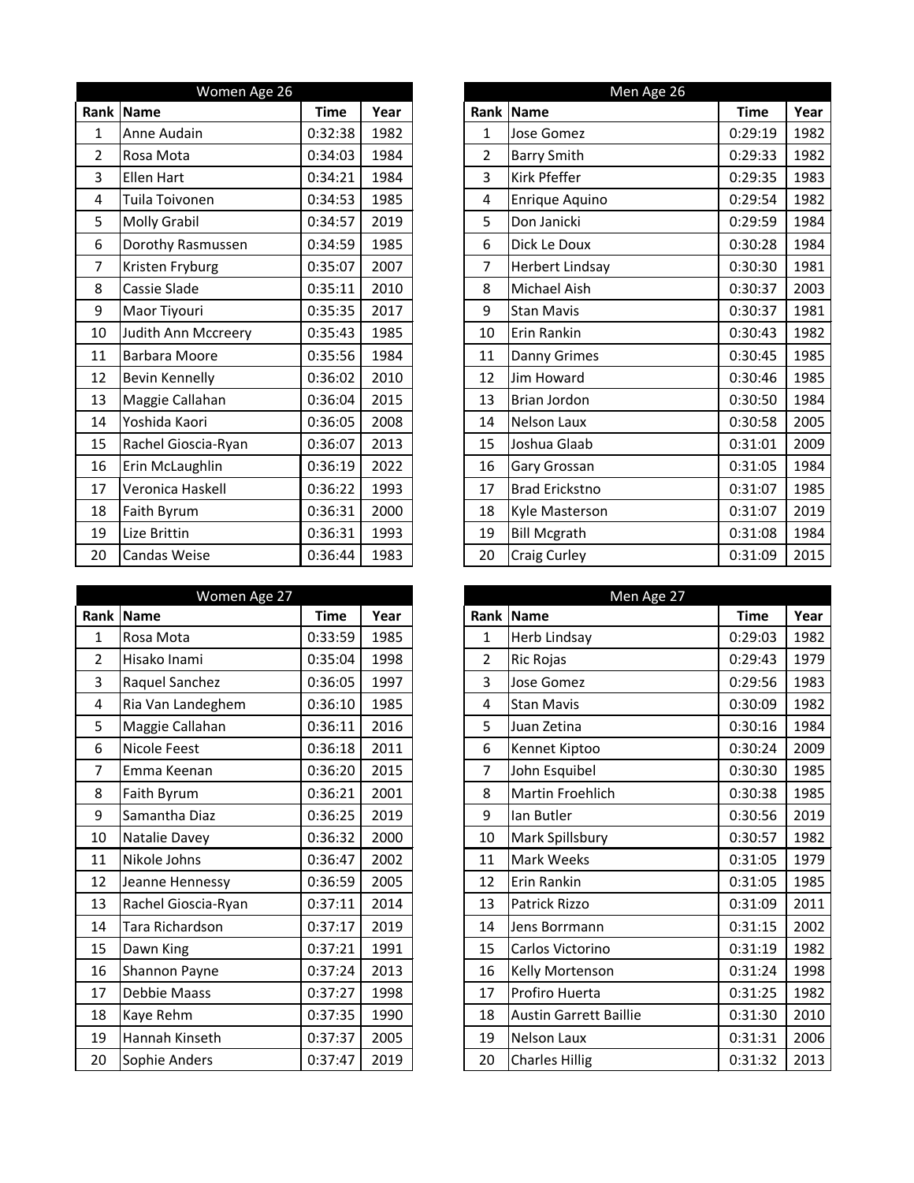| Women Age 26 | | | |
| --- | --- | --- | --- |
| Rank | Name | Time | Year |
| 1 | Anne Audain | 0:32:38 | 1982 |
| 2 | Rosa Mota | 0:34:03 | 1984 |
| 3 | Ellen Hart | 0:34:21 | 1984 |
| 4 | Tuila Toivonen | 0:34:53 | 1985 |
| 5 | Molly Grabil | 0:34:57 | 2019 |
| 6 | Dorothy Rasmussen | 0:34:59 | 1985 |
| 7 | Kristen Fryburg | 0:35:07 | 2007 |
| 8 | Cassie Slade | 0:35:11 | 2010 |
| 9 | Maor Tiyouri | 0:35:35 | 2017 |
| 10 | Judith Ann Mccreery | 0:35:43 | 1985 |
| 11 | Barbara Moore | 0:35:56 | 1984 |
| 12 | Bevin Kennelly | 0:36:02 | 2010 |
| 13 | Maggie Callahan | 0:36:04 | 2015 |
| 14 | Yoshida Kaori | 0:36:05 | 2008 |
| 15 | Rachel Gioscia-Ryan | 0:36:07 | 2013 |
| 16 | Erin McLaughlin | 0:36:19 | 2022 |
| 17 | Veronica Haskell | 0:36:22 | 1993 |
| 18 | Faith Byrum | 0:36:31 | 2000 |
| 19 | Lize Brittin | 0:36:31 | 1993 |
| 20 | Candas Weise | 0:36:44 | 1983 |

| Men Age 26 | | | |
| --- | --- | --- | --- |
| Rank | Name | Time | Year |
| 1 | Jose Gomez | 0:29:19 | 1982 |
| 2 | Barry Smith | 0:29:33 | 1982 |
| 3 | Kirk Pfeffer | 0:29:35 | 1983 |
| 4 | Enrique Aquino | 0:29:54 | 1982 |
| 5 | Don Janicki | 0:29:59 | 1984 |
| 6 | Dick Le Doux | 0:30:28 | 1984 |
| 7 | Herbert Lindsay | 0:30:30 | 1981 |
| 8 | Michael Aish | 0:30:37 | 2003 |
| 9 | Stan Mavis | 0:30:37 | 1981 |
| 10 | Erin Rankin | 0:30:43 | 1982 |
| 11 | Danny Grimes | 0:30:45 | 1985 |
| 12 | Jim Howard | 0:30:46 | 1985 |
| 13 | Brian Jordon | 0:30:50 | 1984 |
| 14 | Nelson Laux | 0:30:58 | 2005 |
| 15 | Joshua Glaab | 0:31:01 | 2009 |
| 16 | Gary Grossan | 0:31:05 | 1984 |
| 17 | Brad Erickstno | 0:31:07 | 1985 |
| 18 | Kyle Masterson | 0:31:07 | 2019 |
| 19 | Bill Mcgrath | 0:31:08 | 1984 |
| 20 | Craig Curley | 0:31:09 | 2015 |

| Women Age 27 | | | |
| --- | --- | --- | --- |
| Rank | Name | Time | Year |
| 1 | Rosa Mota | 0:33:59 | 1985 |
| 2 | Hisako Inami | 0:35:04 | 1998 |
| 3 | Raquel Sanchez | 0:36:05 | 1997 |
| 4 | Ria Van Landeghem | 0:36:10 | 1985 |
| 5 | Maggie Callahan | 0:36:11 | 2016 |
| 6 | Nicole Feest | 0:36:18 | 2011 |
| 7 | Emma Keenan | 0:36:20 | 2015 |
| 8 | Faith Byrum | 0:36:21 | 2001 |
| 9 | Samantha Diaz | 0:36:25 | 2019 |
| 10 | Natalie Davey | 0:36:32 | 2000 |
| 11 | Nikole Johns | 0:36:47 | 2002 |
| 12 | Jeanne Hennessy | 0:36:59 | 2005 |
| 13 | Rachel Gioscia-Ryan | 0:37:11 | 2014 |
| 14 | Tara Richardson | 0:37:17 | 2019 |
| 15 | Dawn King | 0:37:21 | 1991 |
| 16 | Shannon Payne | 0:37:24 | 2013 |
| 17 | Debbie Maass | 0:37:27 | 1998 |
| 18 | Kaye Rehm | 0:37:35 | 1990 |
| 19 | Hannah Kinseth | 0:37:37 | 2005 |
| 20 | Sophie Anders | 0:37:47 | 2019 |

| Men Age 27 | | | |
| --- | --- | --- | --- |
| Rank | Name | Time | Year |
| 1 | Herb Lindsay | 0:29:03 | 1982 |
| 2 | Ric Rojas | 0:29:43 | 1979 |
| 3 | Jose Gomez | 0:29:56 | 1983 |
| 4 | Stan Mavis | 0:30:09 | 1982 |
| 5 | Juan Zetina | 0:30:16 | 1984 |
| 6 | Kennet Kiptoo | 0:30:24 | 2009 |
| 7 | John Esquibel | 0:30:30 | 1985 |
| 8 | Martin Froehlich | 0:30:38 | 1985 |
| 9 | Ian Butler | 0:30:56 | 2019 |
| 10 | Mark Spillsbury | 0:30:57 | 1982 |
| 11 | Mark Weeks | 0:31:05 | 1979 |
| 12 | Erin Rankin | 0:31:05 | 1985 |
| 13 | Patrick Rizzo | 0:31:09 | 2011 |
| 14 | Jens Borrmann | 0:31:15 | 2002 |
| 15 | Carlos Victorino | 0:31:19 | 1982 |
| 16 | Kelly Mortenson | 0:31:24 | 1998 |
| 17 | Profiro Huerta | 0:31:25 | 1982 |
| 18 | Austin Garrett Baillie | 0:31:30 | 2010 |
| 19 | Nelson Laux | 0:31:31 | 2006 |
| 20 | Charles Hillig | 0:31:32 | 2013 |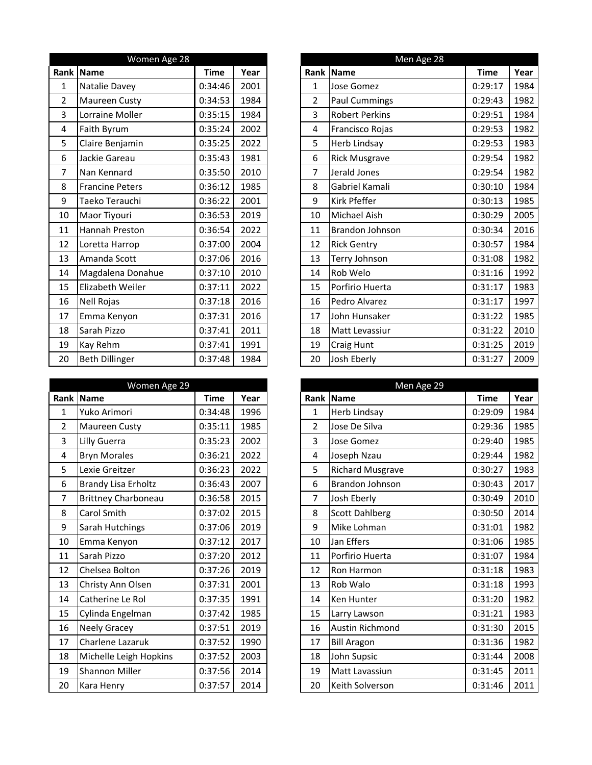| Women Age 28 | | | |
|---|---|---|---|
| Rank | Name | Time | Year |
| 1 | Natalie Davey | 0:34:46 | 2001 |
| 2 | Maureen Custy | 0:34:53 | 1984 |
| 3 | Lorraine Moller | 0:35:15 | 1984 |
| 4 | Faith Byrum | 0:35:24 | 2002 |
| 5 | Claire Benjamin | 0:35:25 | 2022 |
| 6 | Jackie Gareau | 0:35:43 | 1981 |
| 7 | Nan Kennard | 0:35:50 | 2010 |
| 8 | Francine Peters | 0:36:12 | 1985 |
| 9 | Taeko Terauchi | 0:36:22 | 2001 |
| 10 | Maor Tiyouri | 0:36:53 | 2019 |
| 11 | Hannah Preston | 0:36:54 | 2022 |
| 12 | Loretta Harrop | 0:37:00 | 2004 |
| 13 | Amanda Scott | 0:37:06 | 2016 |
| 14 | Magdalena Donahue | 0:37:10 | 2010 |
| 15 | Elizabeth Weiler | 0:37:11 | 2022 |
| 16 | Nell Rojas | 0:37:18 | 2016 |
| 17 | Emma Kenyon | 0:37:31 | 2016 |
| 18 | Sarah Pizzo | 0:37:41 | 2011 |
| 19 | Kay Rehm | 0:37:41 | 1991 |
| 20 | Beth Dillinger | 0:37:48 | 1984 |

| Men Age 28 | | | |
|---|---|---|---|
| Rank | Name | Time | Year |
| 1 | Jose Gomez | 0:29:17 | 1984 |
| 2 | Paul Cummings | 0:29:43 | 1982 |
| 3 | Robert Perkins | 0:29:51 | 1984 |
| 4 | Francisco Rojas | 0:29:53 | 1982 |
| 5 | Herb Lindsay | 0:29:53 | 1983 |
| 6 | Rick Musgrave | 0:29:54 | 1982 |
| 7 | Jerald Jones | 0:29:54 | 1982 |
| 8 | Gabriel Kamali | 0:30:10 | 1984 |
| 9 | Kirk Pfeffer | 0:30:13 | 1985 |
| 10 | Michael Aish | 0:30:29 | 2005 |
| 11 | Brandon Johnson | 0:30:34 | 2016 |
| 12 | Rick Gentry | 0:30:57 | 1984 |
| 13 | Terry Johnson | 0:31:08 | 1982 |
| 14 | Rob Welo | 0:31:16 | 1992 |
| 15 | Porfirio Huerta | 0:31:17 | 1983 |
| 16 | Pedro Alvarez | 0:31:17 | 1997 |
| 17 | John Hunsaker | 0:31:22 | 1985 |
| 18 | Matt Levassiur | 0:31:22 | 2010 |
| 19 | Craig Hunt | 0:31:25 | 2019 |
| 20 | Josh Eberly | 0:31:27 | 2009 |

| Women Age 29 | | | |
|---|---|---|---|
| Rank | Name | Time | Year |
| 1 | Yuko Arimori | 0:34:48 | 1996 |
| 2 | Maureen Custy | 0:35:11 | 1985 |
| 3 | Lilly Guerra | 0:35:23 | 2002 |
| 4 | Bryn Morales | 0:36:21 | 2022 |
| 5 | Lexie Greitzer | 0:36:23 | 2022 |
| 6 | Brandy Lisa Erholtz | 0:36:43 | 2007 |
| 7 | Brittney Charboneau | 0:36:58 | 2015 |
| 8 | Carol Smith | 0:37:02 | 2015 |
| 9 | Sarah Hutchings | 0:37:06 | 2019 |
| 10 | Emma Kenyon | 0:37:12 | 2017 |
| 11 | Sarah Pizzo | 0:37:20 | 2012 |
| 12 | Chelsea Bolton | 0:37:26 | 2019 |
| 13 | Christy Ann Olsen | 0:37:31 | 2001 |
| 14 | Catherine Le Rol | 0:37:35 | 1991 |
| 15 | Cylinda Engelman | 0:37:42 | 1985 |
| 16 | Neely Gracey | 0:37:51 | 2019 |
| 17 | Charlene Lazaruk | 0:37:52 | 1990 |
| 18 | Michelle Leigh Hopkins | 0:37:52 | 2003 |
| 19 | Shannon Miller | 0:37:56 | 2014 |
| 20 | Kara Henry | 0:37:57 | 2014 |

| Men Age 29 | | | |
|---|---|---|---|
| Rank | Name | Time | Year |
| 1 | Herb Lindsay | 0:29:09 | 1984 |
| 2 | Jose De Silva | 0:29:36 | 1985 |
| 3 | Jose Gomez | 0:29:40 | 1985 |
| 4 | Joseph Nzau | 0:29:44 | 1982 |
| 5 | Richard Musgrave | 0:30:27 | 1983 |
| 6 | Brandon Johnson | 0:30:43 | 2017 |
| 7 | Josh Eberly | 0:30:49 | 2010 |
| 8 | Scott Dahlberg | 0:30:50 | 2014 |
| 9 | Mike Lohman | 0:31:01 | 1982 |
| 10 | Jan Effers | 0:31:06 | 1985 |
| 11 | Porfirio Huerta | 0:31:07 | 1984 |
| 12 | Ron Harmon | 0:31:18 | 1983 |
| 13 | Rob Walo | 0:31:18 | 1993 |
| 14 | Ken Hunter | 0:31:20 | 1982 |
| 15 | Larry Lawson | 0:31:21 | 1983 |
| 16 | Austin Richmond | 0:31:30 | 2015 |
| 17 | Bill Aragon | 0:31:36 | 1982 |
| 18 | John Supsic | 0:31:44 | 2008 |
| 19 | Matt Lavassiun | 0:31:45 | 2011 |
| 20 | Keith Solverson | 0:31:46 | 2011 |